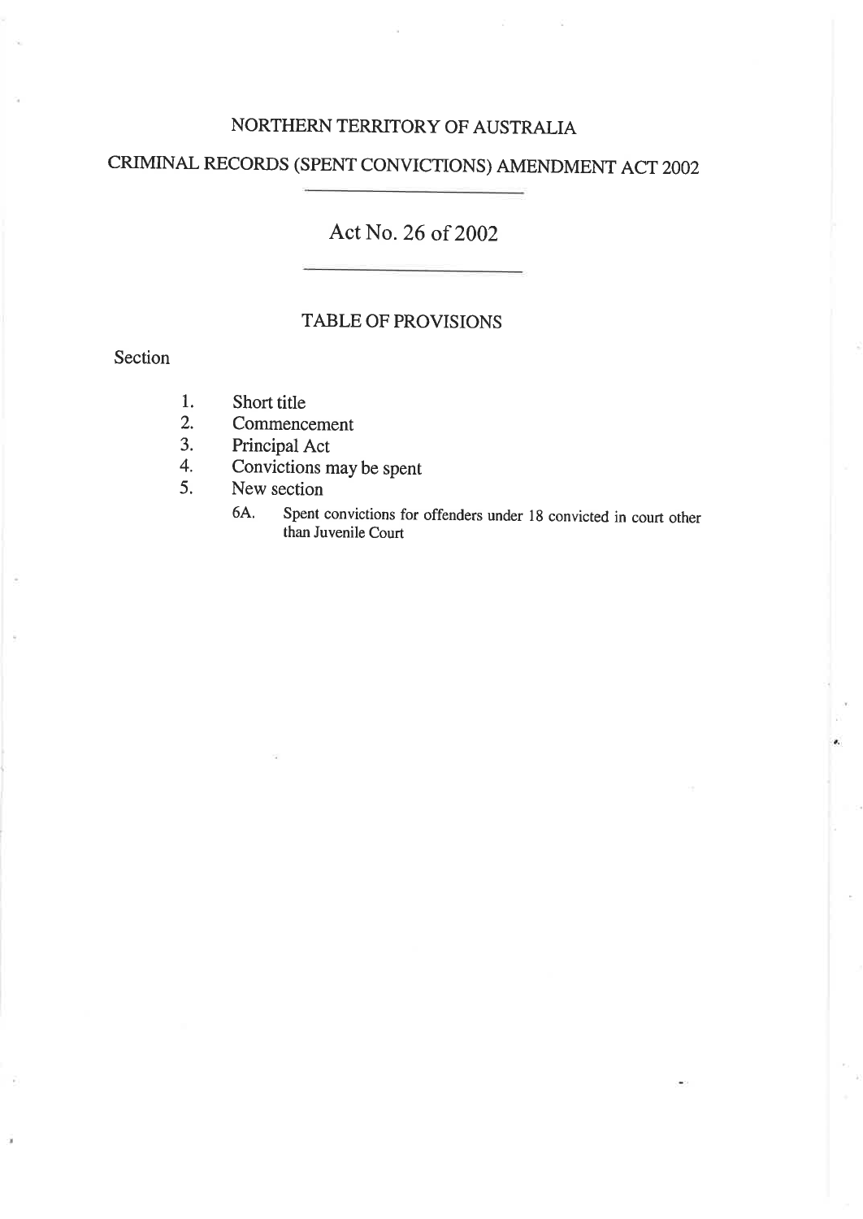# NORTHERN TERRITORY OF AUSTRALIA

# CRIMINAL RECORDS (SPENT CONVICTIONS) AMENDMENT ACT 2002

## Act No. 26 of 2002

### TABLE OF PROVISIONS

Section

1. Short title
2. Commencement
3. Principal Act
4. Convictions may be spent
5. New section
   - 6A. Spent convictions for offenders under 18 convicted in court other than Juvenile Court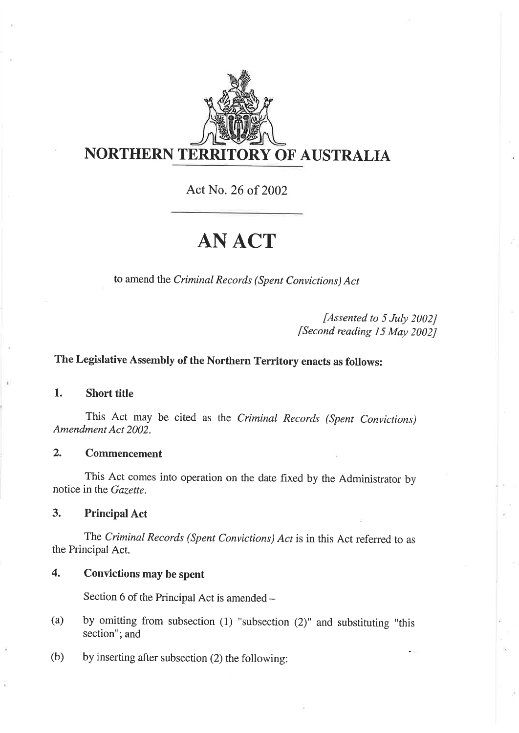# NORTHERN TERRITORY OF AUSTRALIA

Act No. 26 of 2002

# AN ACT

to amend the *Criminal Records (Spent Convictions) Act*

*[Assented to 5 July 2002]*
*[Second reading 15 May 2002]*

**The Legislative Assembly of the Northern Territory enacts as follows:**

### 1. Short title

This Act may be cited as the *Criminal Records (Spent Convictions) Amendment Act 2002*.

### 2. Commencement

This Act comes into operation on the date fixed by the Administrator by notice in the *Gazette*.

### 3. Principal Act

The *Criminal Records (Spent Convictions) Act* is in this Act referred to as the Principal Act.

### 4. Convictions may be spent

Section 6 of the Principal Act is amended –

(a) by omitting from subsection (1) "subsection (2)" and substituting "this section"; and

(b) by inserting after subsection (2) the following: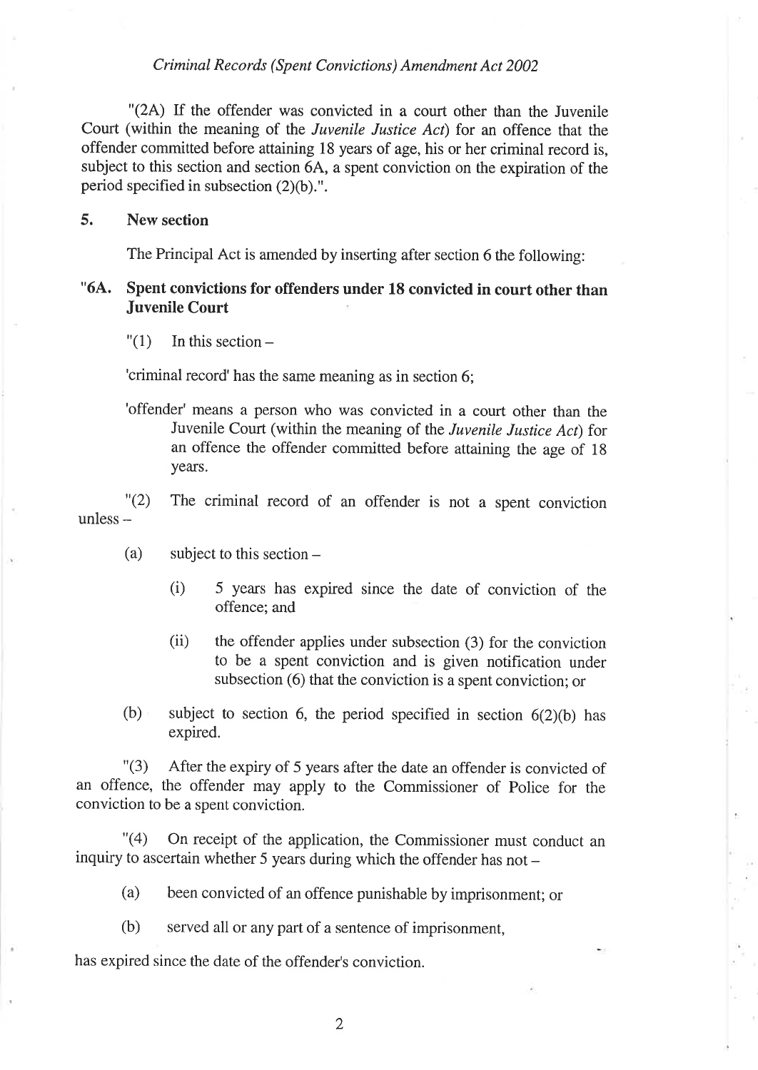"(2A) If the offender was convicted in a court other than the Juvenile Court (within the meaning of the *Juvenile Justice Act*) for an offence that the offender committed before attaining 18 years of age, his or her criminal record is, subject to this section and section 6A, a spent conviction on the expiration of the period specified in subsection (2)(b).".

## 5. New section

The Principal Act is amended by inserting after section 6 the following:

### "6A. Spent convictions for offenders under 18 convicted in court other than Juvenile Court

"(1) In this section –

'criminal record' has the same meaning as in section 6;

'offender' means a person who was convicted in a court other than the Juvenile Court (within the meaning of the *Juvenile Justice Act*) for an offence the offender committed before attaining the age of 18 years.

"(2) The criminal record of an offender is not a spent conviction unless –

(a) subject to this section –

(i) 5 years has expired since the date of conviction of the offence; and

(ii) the offender applies under subsection (3) for the conviction to be a spent conviction and is given notification under subsection (6) that the conviction is a spent conviction; or

(b) subject to section 6, the period specified in section 6(2)(b) has expired.

"(3) After the expiry of 5 years after the date an offender is convicted of an offence, the offender may apply to the Commissioner of Police for the conviction to be a spent conviction.

"(4) On receipt of the application, the Commissioner must conduct an inquiry to ascertain whether 5 years during which the offender has not –

(a) been convicted of an offence punishable by imprisonment; or

(b) served all or any part of a sentence of imprisonment,

has expired since the date of the offender's conviction.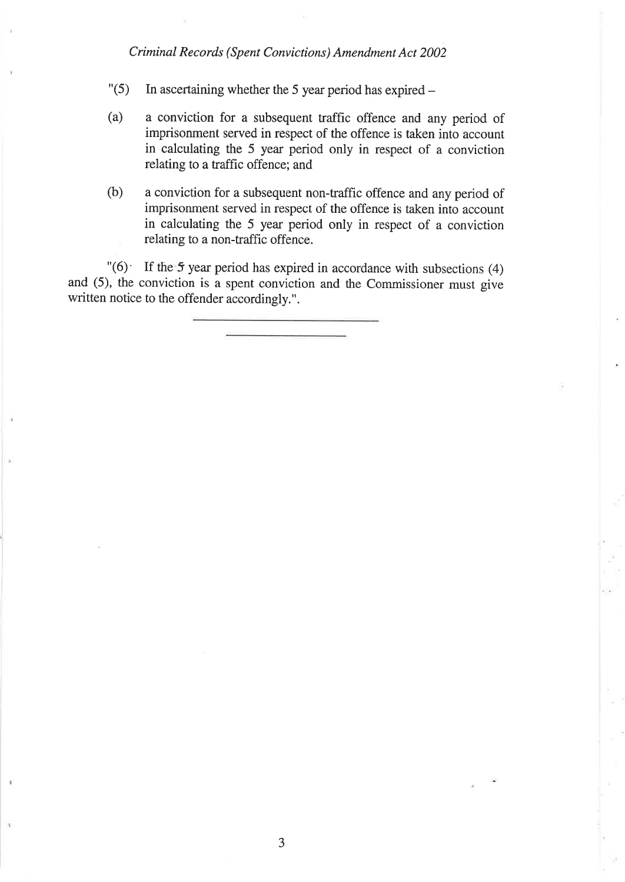"(5) In ascertaining whether the 5 year period has expired –

(a) a conviction for a subsequent traffic offence and any period of imprisonment served in respect of the offence is taken into account in calculating the 5 year period only in respect of a conviction relating to a traffic offence; and

(b) a conviction for a subsequent non-traffic offence and any period of imprisonment served in respect of the offence is taken into account in calculating the 5 year period only in respect of a conviction relating to a non-traffic offence.

"(6) If the 5 year period has expired in accordance with subsections (4) and (5), the conviction is a spent conviction and the Commissioner must give written notice to the offender accordingly.".